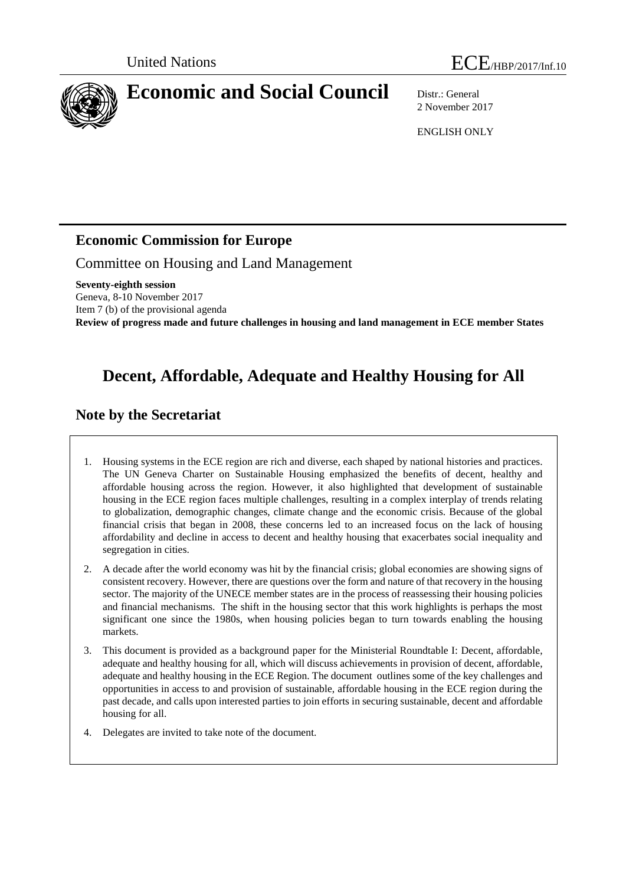United Nations

ECE/HBP/2017/Inf.10

# Economic and Social Council

Distr.: General
2 November 2017

ENGLISH ONLY

## Economic Commission for Europe

Committee on Housing and Land Management

**Seventy-eighth session**
Geneva, 8-10 November 2017
Item 7 (b) of the provisional agenda
**Review of progress made and future challenges in housing and land management in ECE member States**

# Decent, Affordable, Adequate and Healthy Housing for All

## Note by the Secretariat

1. Housing systems in the ECE region are rich and diverse, each shaped by national histories and practices. The UN Geneva Charter on Sustainable Housing emphasized the benefits of decent, healthy and affordable housing across the region. However, it also highlighted that development of sustainable housing in the ECE region faces multiple challenges, resulting in a complex interplay of trends relating to globalization, demographic changes, climate change and the economic crisis. Because of the global financial crisis that began in 2008, these concerns led to an increased focus on the lack of housing affordability and decline in access to decent and healthy housing that exacerbates social inequality and segregation in cities.

2. A decade after the world economy was hit by the financial crisis; global economies are showing signs of consistent recovery. However, there are questions over the form and nature of that recovery in the housing sector. The majority of the UNECE member states are in the process of reassessing their housing policies and financial mechanisms. The shift in the housing sector that this work highlights is perhaps the most significant one since the 1980s, when housing policies began to turn towards enabling the housing markets.

3. This document is provided as a background paper for the Ministerial Roundtable I: Decent, affordable, adequate and healthy housing for all, which will discuss achievements in provision of decent, affordable, adequate and healthy housing in the ECE Region. The document outlines some of the key challenges and opportunities in access to and provision of sustainable, affordable housing in the ECE region during the past decade, and calls upon interested parties to join efforts in securing sustainable, decent and affordable housing for all.

4. Delegates are invited to take note of the document.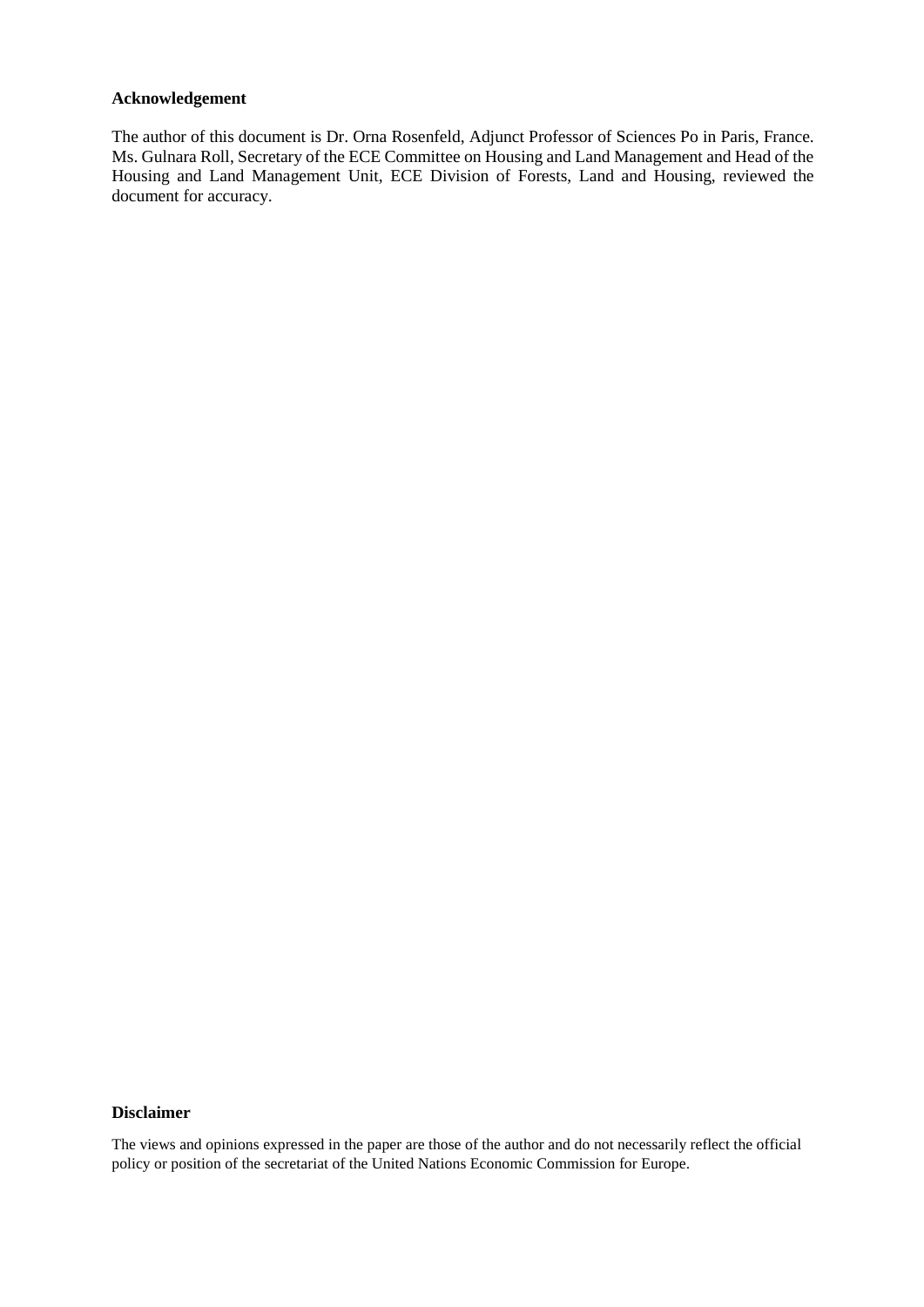**Acknowledgement**

The author of this document is Dr. Orna Rosenfeld, Adjunct Professor of Sciences Po in Paris, France. Ms. Gulnara Roll, Secretary of the ECE Committee on Housing and Land Management and Head of the Housing and Land Management Unit, ECE Division of Forests, Land and Housing, reviewed the document for accuracy.

**Disclaimer**

The views and opinions expressed in the paper are those of the author and do not necessarily reflect the official policy or position of the secretariat of the United Nations Economic Commission for Europe.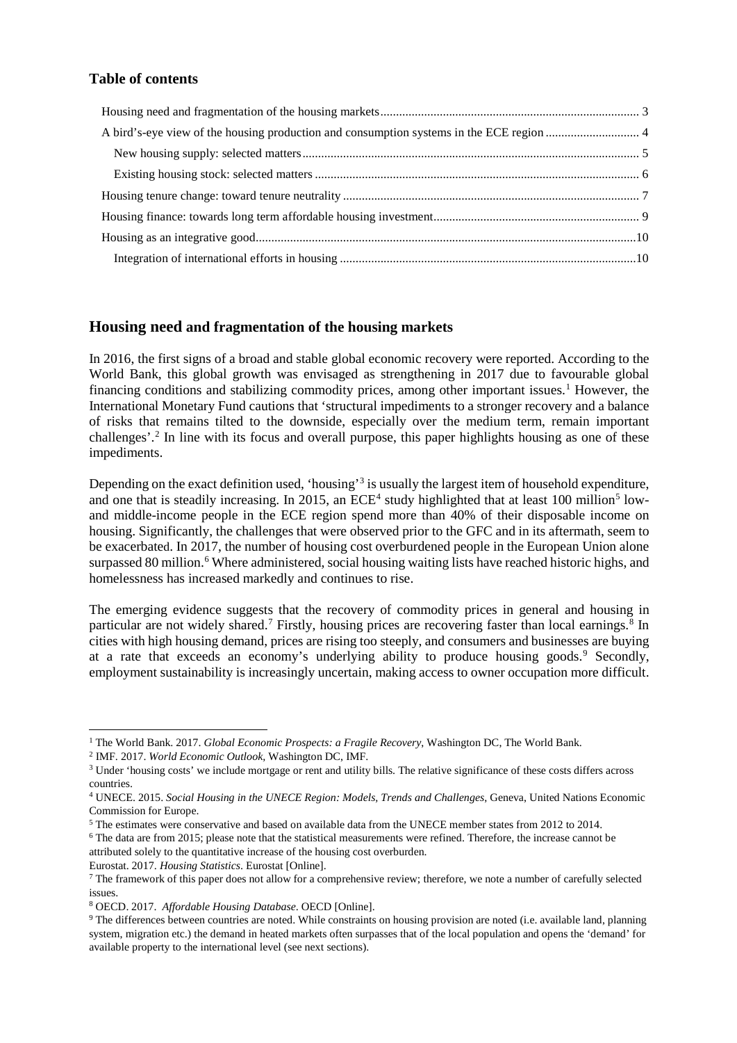## Table of contents

- Housing need and fragmentation of the housing markets ..... 3
- A bird's-eye view of the housing production and consumption systems in the ECE region ..... 4
  - New housing supply: selected matters ..... 5
  - Existing housing stock: selected matters ..... 6
- Housing tenure change: toward tenure neutrality ..... 7
- Housing finance: towards long term affordable housing investment ..... 9
- Housing as an integrative good ..... 10
  - Integration of international efforts in housing ..... 10

## Housing need and fragmentation of the housing markets

In 2016, the first signs of a broad and stable global economic recovery were reported. According to the World Bank, this global growth was envisaged as strengthening in 2017 due to favourable global financing conditions and stabilizing commodity prices, among other important issues.[1] However, the International Monetary Fund cautions that 'structural impediments to a stronger recovery and a balance of risks that remains tilted to the downside, especially over the medium term, remain important challenges'.[2] In line with its focus and overall purpose, this paper highlights housing as one of these impediments.

Depending on the exact definition used, 'housing'[3] is usually the largest item of household expenditure, and one that is steadily increasing. In 2015, an ECE[4] study highlighted that at least 100 million[5] low- and middle-income people in the ECE region spend more than 40% of their disposable income on housing. Significantly, the challenges that were observed prior to the GFC and in its aftermath, seem to be exacerbated. In 2017, the number of housing cost overburdened people in the European Union alone surpassed 80 million.[6] Where administered, social housing waiting lists have reached historic highs, and homelessness has increased markedly and continues to rise.

The emerging evidence suggests that the recovery of commodity prices in general and housing in particular are not widely shared.[7] Firstly, housing prices are recovering faster than local earnings.[8] In cities with high housing demand, prices are rising too steeply, and consumers and businesses are buying at a rate that exceeds an economy's underlying ability to produce housing goods.[9] Secondly, employment sustainability is increasingly uncertain, making access to owner occupation more difficult.

---

[1] The World Bank. 2017. *Global Economic Prospects: a Fragile Recovery*, Washington DC, The World Bank.

[2] IMF. 2017. *World Economic Outlook*, Washington DC, IMF.

[3] Under 'housing costs' we include mortgage or rent and utility bills. The relative significance of these costs differs across countries.

[4] UNECE. 2015. *Social Housing in the UNECE Region: Models, Trends and Challenges*, Geneva, United Nations Economic Commission for Europe.

[5] The estimates were conservative and based on available data from the UNECE member states from 2012 to 2014.

[6] The data are from 2015; please note that the statistical measurements were refined. Therefore, the increase cannot be attributed solely to the quantitative increase of the housing cost overburden.
Eurostat. 2017. *Housing Statistics*. Eurostat [Online].

[7] The framework of this paper does not allow for a comprehensive review; therefore, we note a number of carefully selected issues.

[8] OECD. 2017. *Affordable Housing Database*. OECD [Online].

[9] The differences between countries are noted. While constraints on housing provision are noted (i.e. available land, planning system, migration etc.) the demand in heated markets often surpasses that of the local population and opens the 'demand' for available property to the international level (see next sections).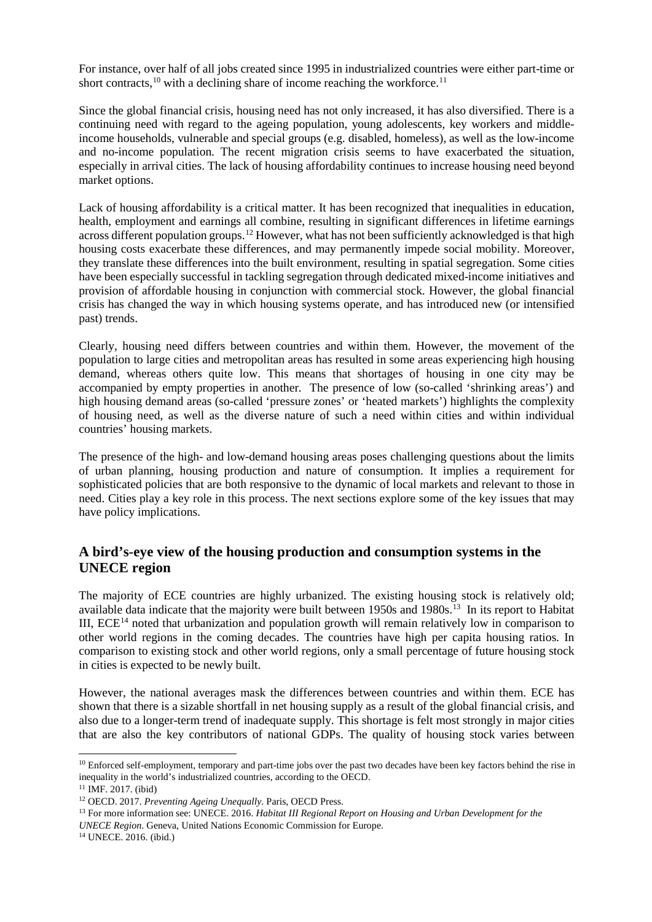For instance, over half of all jobs created since 1995 in industrialized countries were either part-time or short contracts,[10] with a declining share of income reaching the workforce.[11]

Since the global financial crisis, housing need has not only increased, it has also diversified. There is a continuing need with regard to the ageing population, young adolescents, key workers and middle-income households, vulnerable and special groups (e.g. disabled, homeless), as well as the low-income and no-income population. The recent migration crisis seems to have exacerbated the situation, especially in arrival cities. The lack of housing affordability continues to increase housing need beyond market options.

Lack of housing affordability is a critical matter. It has been recognized that inequalities in education, health, employment and earnings all combine, resulting in significant differences in lifetime earnings across different population groups.[12] However, what has not been sufficiently acknowledged is that high housing costs exacerbate these differences, and may permanently impede social mobility. Moreover, they translate these differences into the built environment, resulting in spatial segregation. Some cities have been especially successful in tackling segregation through dedicated mixed-income initiatives and provision of affordable housing in conjunction with commercial stock. However, the global financial crisis has changed the way in which housing systems operate, and has introduced new (or intensified past) trends.

Clearly, housing need differs between countries and within them. However, the movement of the population to large cities and metropolitan areas has resulted in some areas experiencing high housing demand, whereas others quite low. This means that shortages of housing in one city may be accompanied by empty properties in another. The presence of low (so-called 'shrinking areas') and high housing demand areas (so-called 'pressure zones' or 'heated markets') highlights the complexity of housing need, as well as the diverse nature of such a need within cities and within individual countries' housing markets.

The presence of the high- and low-demand housing areas poses challenging questions about the limits of urban planning, housing production and nature of consumption. It implies a requirement for sophisticated policies that are both responsive to the dynamic of local markets and relevant to those in need. Cities play a key role in this process. The next sections explore some of the key issues that may have policy implications.

## A bird's-eye view of the housing production and consumption systems in the UNECE region

The majority of ECE countries are highly urbanized. The existing housing stock is relatively old; available data indicate that the majority were built between 1950s and 1980s.[13] In its report to Habitat III, ECE[14] noted that urbanization and population growth will remain relatively low in comparison to other world regions in the coming decades. The countries have high per capita housing ratios. In comparison to existing stock and other world regions, only a small percentage of future housing stock in cities is expected to be newly built.

However, the national averages mask the differences between countries and within them. ECE has shown that there is a sizable shortfall in net housing supply as a result of the global financial crisis, and also due to a longer-term trend of inadequate supply. This shortage is felt most strongly in major cities that are also the key contributors of national GDPs. The quality of housing stock varies between

---

[10] Enforced self-employment, temporary and part-time jobs over the past two decades have been key factors behind the rise in inequality in the world's industrialized countries, according to the OECD.

[11] IMF. 2017. (ibid)

[12] OECD. 2017. *Preventing Ageing Unequally*. Paris, OECD Press.

[13] For more information see: UNECE. 2016. *Habitat III Regional Report on Housing and Urban Development for the UNECE Region*. Geneva, United Nations Economic Commission for Europe.

[14] UNECE. 2016. (ibid.)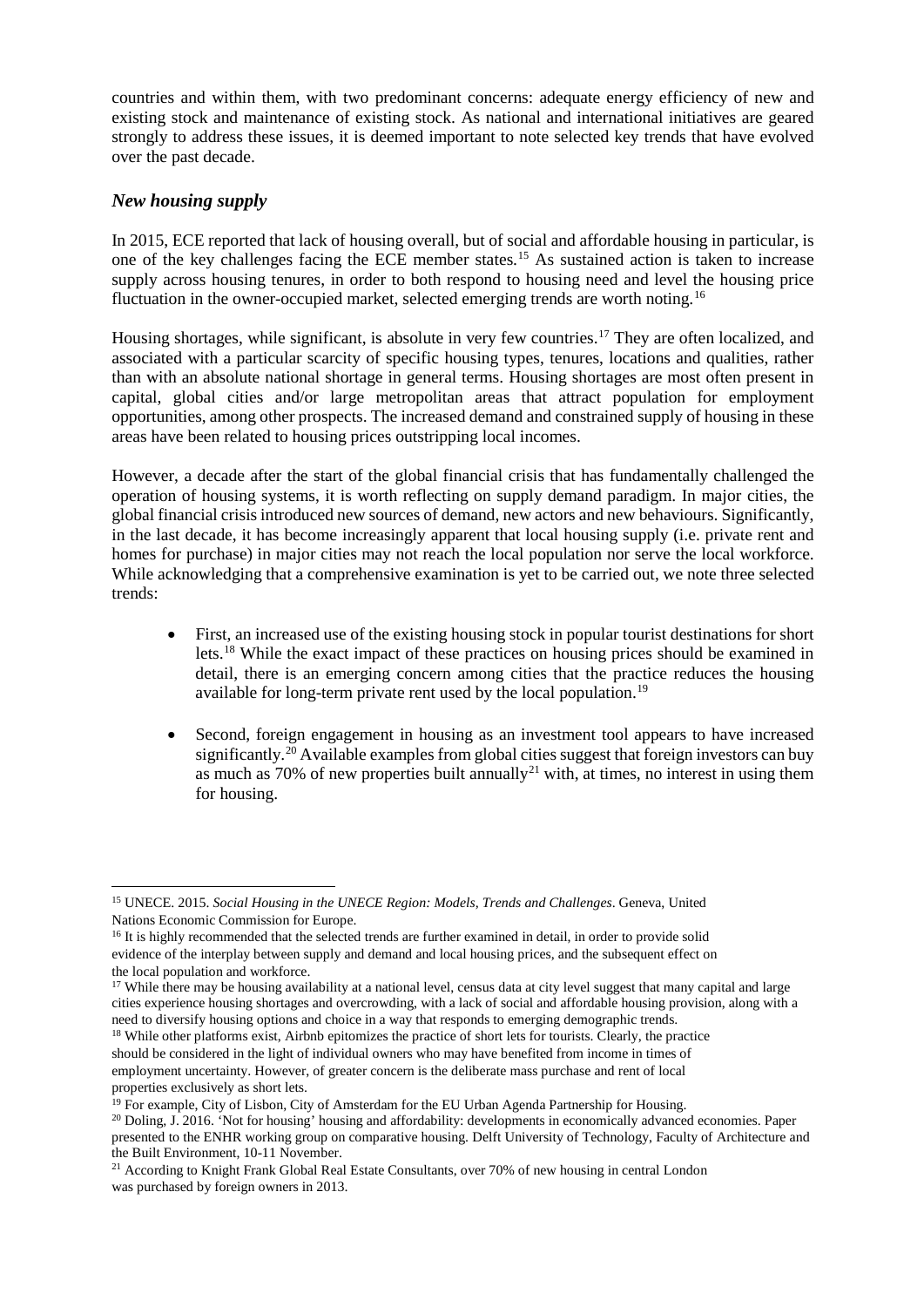countries and within them, with two predominant concerns: adequate energy efficiency of new and existing stock and maintenance of existing stock. As national and international initiatives are geared strongly to address these issues, it is deemed important to note selected key trends that have evolved over the past decade.

### *New housing supply*

In 2015, ECE reported that lack of housing overall, but of social and affordable housing in particular, is one of the key challenges facing the ECE member states.[15] As sustained action is taken to increase supply across housing tenures, in order to both respond to housing need and level the housing price fluctuation in the owner-occupied market, selected emerging trends are worth noting.[16]

Housing shortages, while significant, is absolute in very few countries.[17] They are often localized, and associated with a particular scarcity of specific housing types, tenures, locations and qualities, rather than with an absolute national shortage in general terms. Housing shortages are most often present in capital, global cities and/or large metropolitan areas that attract population for employment opportunities, among other prospects. The increased demand and constrained supply of housing in these areas have been related to housing prices outstripping local incomes.

However, a decade after the start of the global financial crisis that has fundamentally challenged the operation of housing systems, it is worth reflecting on supply demand paradigm. In major cities, the global financial crisis introduced new sources of demand, new actors and new behaviours. Significantly, in the last decade, it has become increasingly apparent that local housing supply (i.e. private rent and homes for purchase) in major cities may not reach the local population nor serve the local workforce. While acknowledging that a comprehensive examination is yet to be carried out, we note three selected trends:

- First, an increased use of the existing housing stock in popular tourist destinations for short lets.[18] While the exact impact of these practices on housing prices should be examined in detail, there is an emerging concern among cities that the practice reduces the housing available for long-term private rent used by the local population.[19]

- Second, foreign engagement in housing as an investment tool appears to have increased significantly.[20] Available examples from global cities suggest that foreign investors can buy as much as 70% of new properties built annually[21] with, at times, no interest in using them for housing.

---

[15] UNECE. 2015. *Social Housing in the UNECE Region: Models, Trends and Challenges*. Geneva, United Nations Economic Commission for Europe.

[16] It is highly recommended that the selected trends are further examined in detail, in order to provide solid evidence of the interplay between supply and demand and local housing prices, and the subsequent effect on the local population and workforce.

[17] While there may be housing availability at a national level, census data at city level suggest that many capital and large cities experience housing shortages and overcrowding, with a lack of social and affordable housing provision, along with a need to diversify housing options and choice in a way that responds to emerging demographic trends.

[18] While other platforms exist, Airbnb epitomizes the practice of short lets for tourists. Clearly, the practice should be considered in the light of individual owners who may have benefited from income in times of employment uncertainty. However, of greater concern is the deliberate mass purchase and rent of local properties exclusively as short lets.

[19] For example, City of Lisbon, City of Amsterdam for the EU Urban Agenda Partnership for Housing.

[20] Doling, J. 2016. 'Not for housing' housing and affordability: developments in economically advanced economies. Paper presented to the ENHR working group on comparative housing. Delft University of Technology, Faculty of Architecture and the Built Environment, 10-11 November.

[21] According to Knight Frank Global Real Estate Consultants, over 70% of new housing in central London was purchased by foreign owners in 2013.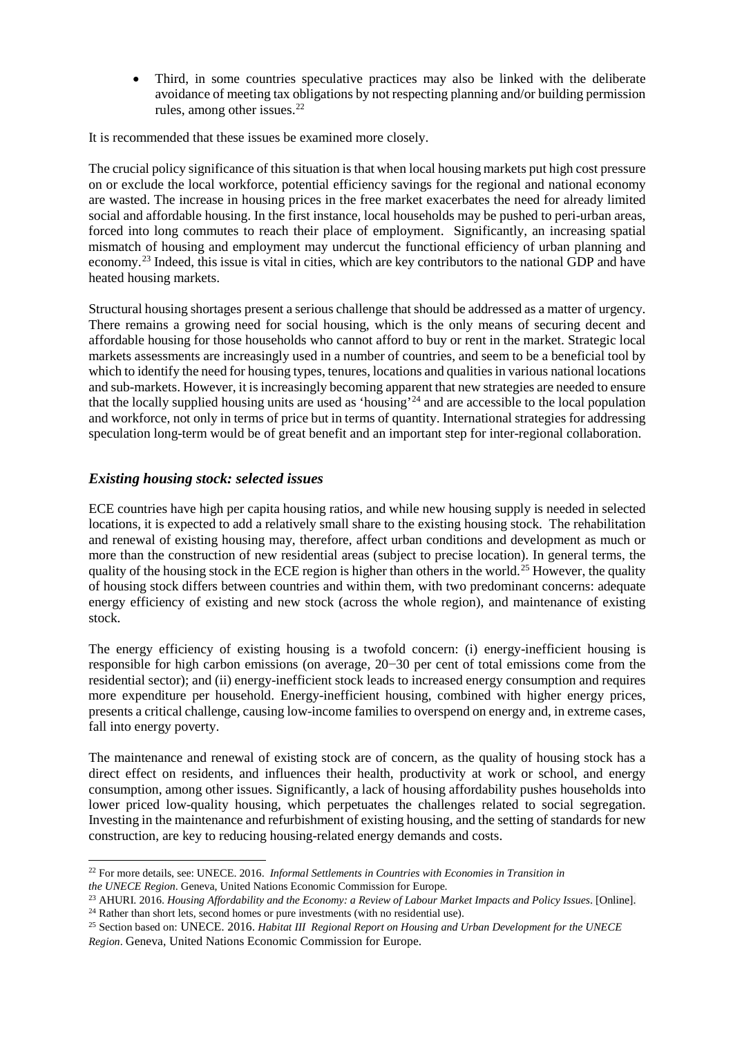- Third, in some countries speculative practices may also be linked with the deliberate avoidance of meeting tax obligations by not respecting planning and/or building permission rules, among other issues.[22]

It is recommended that these issues be examined more closely.

The crucial policy significance of this situation is that when local housing markets put high cost pressure on or exclude the local workforce, potential efficiency savings for the regional and national economy are wasted. The increase in housing prices in the free market exacerbates the need for already limited social and affordable housing. In the first instance, local households may be pushed to peri-urban areas, forced into long commutes to reach their place of employment. Significantly, an increasing spatial mismatch of housing and employment may undercut the functional efficiency of urban planning and economy.[23] Indeed, this issue is vital in cities, which are key contributors to the national GDP and have heated housing markets.

Structural housing shortages present a serious challenge that should be addressed as a matter of urgency. There remains a growing need for social housing, which is the only means of securing decent and affordable housing for those households who cannot afford to buy or rent in the market. Strategic local markets assessments are increasingly used in a number of countries, and seem to be a beneficial tool by which to identify the need for housing types, tenures, locations and qualities in various national locations and sub-markets. However, it is increasingly becoming apparent that new strategies are needed to ensure that the locally supplied housing units are used as 'housing'[24] and are accessible to the local population and workforce, not only in terms of price but in terms of quantity. International strategies for addressing speculation long-term would be of great benefit and an important step for inter-regional collaboration.

### *Existing housing stock: selected issues*

ECE countries have high per capita housing ratios, and while new housing supply is needed in selected locations, it is expected to add a relatively small share to the existing housing stock. The rehabilitation and renewal of existing housing may, therefore, affect urban conditions and development as much or more than the construction of new residential areas (subject to precise location). In general terms, the quality of the housing stock in the ECE region is higher than others in the world.[25] However, the quality of housing stock differs between countries and within them, with two predominant concerns: adequate energy efficiency of existing and new stock (across the whole region), and maintenance of existing stock.

The energy efficiency of existing housing is a twofold concern: (i) energy-inefficient housing is responsible for high carbon emissions (on average, 20−30 per cent of total emissions come from the residential sector); and (ii) energy-inefficient stock leads to increased energy consumption and requires more expenditure per household. Energy-inefficient housing, combined with higher energy prices, presents a critical challenge, causing low-income families to overspend on energy and, in extreme cases, fall into energy poverty.

The maintenance and renewal of existing stock are of concern, as the quality of housing stock has a direct effect on residents, and influences their health, productivity at work or school, and energy consumption, among other issues. Significantly, a lack of housing affordability pushes households into lower priced low-quality housing, which perpetuates the challenges related to social segregation. Investing in the maintenance and refurbishment of existing housing, and the setting of standards for new construction, are key to reducing housing-related energy demands and costs.

---

[22] For more details, see: UNECE. 2016. *Informal Settlements in Countries with Economies in Transition in the UNECE Region*. Geneva, United Nations Economic Commission for Europe.

[23] AHURI. 2016. *Housing Affordability and the Economy: a Review of Labour Market Impacts and Policy Issues*. [Online].

[24] Rather than short lets, second homes or pure investments (with no residential use).

[25] Section based on: UNECE. 2016. *Habitat III Regional Report on Housing and Urban Development for the UNECE Region*. Geneva, United Nations Economic Commission for Europe.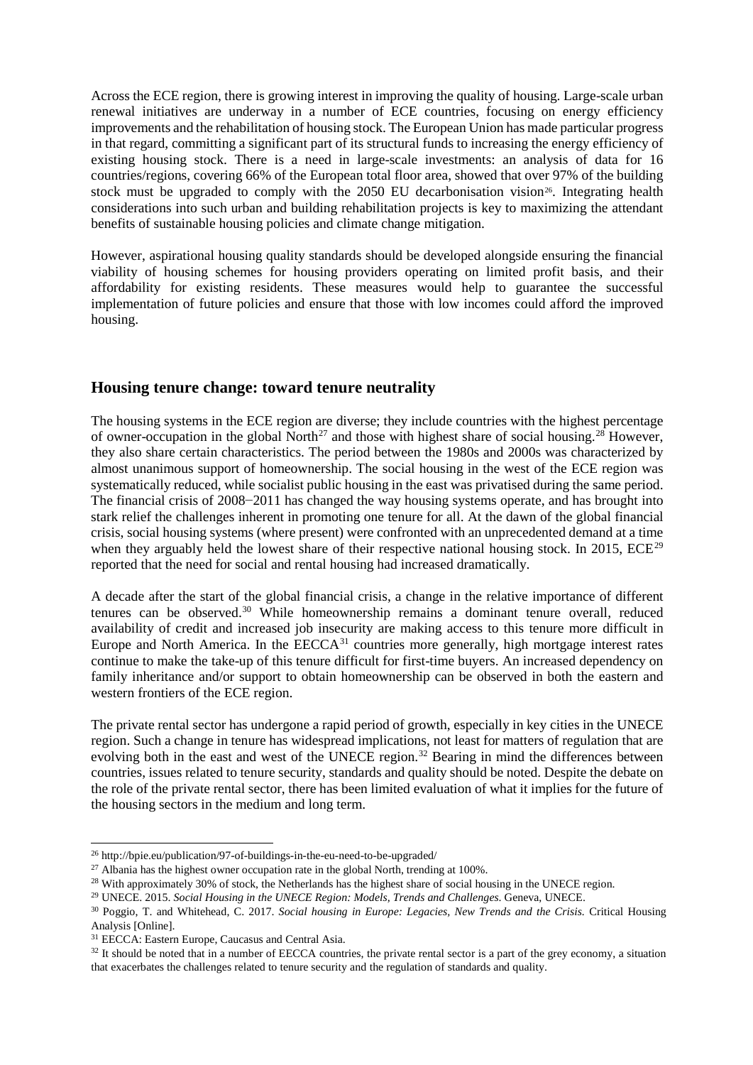Across the ECE region, there is growing interest in improving the quality of housing. Large-scale urban renewal initiatives are underway in a number of ECE countries, focusing on energy efficiency improvements and the rehabilitation of housing stock. The European Union has made particular progress in that regard, committing a significant part of its structural funds to increasing the energy efficiency of existing housing stock. There is a need in large-scale investments: an analysis of data for 16 countries/regions, covering 66% of the European total floor area, showed that over 97% of the building stock must be upgraded to comply with the 2050 EU decarbonisation vision[26]. Integrating health considerations into such urban and building rehabilitation projects is key to maximizing the attendant benefits of sustainable housing policies and climate change mitigation.

However, aspirational housing quality standards should be developed alongside ensuring the financial viability of housing schemes for housing providers operating on limited profit basis, and their affordability for existing residents. These measures would help to guarantee the successful implementation of future policies and ensure that those with low incomes could afford the improved housing.

## Housing tenure change: toward tenure neutrality

The housing systems in the ECE region are diverse; they include countries with the highest percentage of owner-occupation in the global North[27] and those with highest share of social housing.[28] However, they also share certain characteristics. The period between the 1980s and 2000s was characterized by almost unanimous support of homeownership. The social housing in the west of the ECE region was systematically reduced, while socialist public housing in the east was privatised during the same period. The financial crisis of 2008−2011 has changed the way housing systems operate, and has brought into stark relief the challenges inherent in promoting one tenure for all. At the dawn of the global financial crisis, social housing systems (where present) were confronted with an unprecedented demand at a time when they arguably held the lowest share of their respective national housing stock. In 2015, ECE[29] reported that the need for social and rental housing had increased dramatically.

A decade after the start of the global financial crisis, a change in the relative importance of different tenures can be observed.[30] While homeownership remains a dominant tenure overall, reduced availability of credit and increased job insecurity are making access to this tenure more difficult in Europe and North America. In the EECCA[31] countries more generally, high mortgage interest rates continue to make the take-up of this tenure difficult for first-time buyers. An increased dependency on family inheritance and/or support to obtain homeownership can be observed in both the eastern and western frontiers of the ECE region.

The private rental sector has undergone a rapid period of growth, especially in key cities in the UNECE region. Such a change in tenure has widespread implications, not least for matters of regulation that are evolving both in the east and west of the UNECE region.[32] Bearing in mind the differences between countries, issues related to tenure security, standards and quality should be noted. Despite the debate on the role of the private rental sector, there has been limited evaluation of what it implies for the future of the housing sectors in the medium and long term.

---

[26] http://bpie.eu/publication/97-of-buildings-in-the-eu-need-to-be-upgraded/

[27] Albania has the highest owner occupation rate in the global North, trending at 100%.

[28] With approximately 30% of stock, the Netherlands has the highest share of social housing in the UNECE region.

[29] UNECE. 2015. *Social Housing in the UNECE Region: Models, Trends and Challenges.* Geneva, UNECE.

[30] Poggio, T. and Whitehead, C. 2017. *Social housing in Europe: Legacies, New Trends and the Crisis.* Critical Housing Analysis [Online].

[31] EECCA: Eastern Europe, Caucasus and Central Asia.

[32] It should be noted that in a number of EECCA countries, the private rental sector is a part of the grey economy, a situation that exacerbates the challenges related to tenure security and the regulation of standards and quality.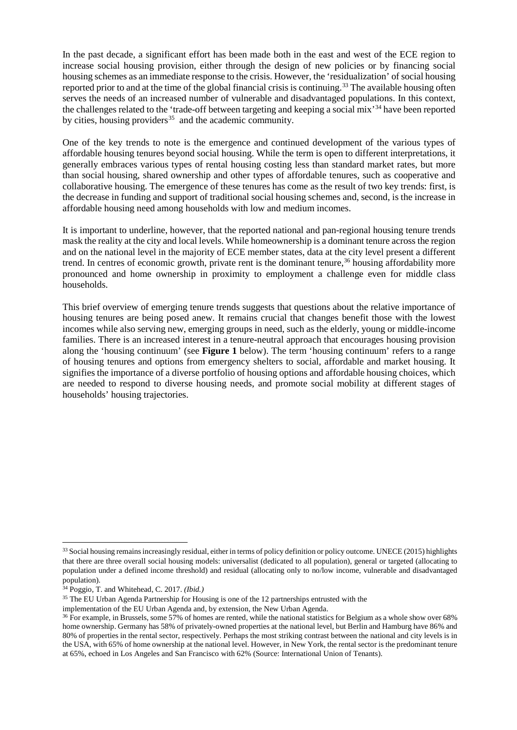In the past decade, a significant effort has been made both in the east and west of the ECE region to increase social housing provision, either through the design of new policies or by financing social housing schemes as an immediate response to the crisis. However, the 'residualization' of social housing reported prior to and at the time of the global financial crisis is continuing.[33] The available housing often serves the needs of an increased number of vulnerable and disadvantaged populations. In this context, the challenges related to the 'trade-off between targeting and keeping a social mix'[34] have been reported by cities, housing providers[35] and the academic community.

One of the key trends to note is the emergence and continued development of the various types of affordable housing tenures beyond social housing. While the term is open to different interpretations, it generally embraces various types of rental housing costing less than standard market rates, but more than social housing, shared ownership and other types of affordable tenures, such as cooperative and collaborative housing. The emergence of these tenures has come as the result of two key trends: first, is the decrease in funding and support of traditional social housing schemes and, second, is the increase in affordable housing need among households with low and medium incomes.

It is important to underline, however, that the reported national and pan-regional housing tenure trends mask the reality at the city and local levels. While homeownership is a dominant tenure across the region and on the national level in the majority of ECE member states, data at the city level present a different trend. In centres of economic growth, private rent is the dominant tenure,[36] housing affordability more pronounced and home ownership in proximity to employment a challenge even for middle class households.

This brief overview of emerging tenure trends suggests that questions about the relative importance of housing tenures are being posed anew. It remains crucial that changes benefit those with the lowest incomes while also serving new, emerging groups in need, such as the elderly, young or middle-income families. There is an increased interest in a tenure-neutral approach that encourages housing provision along the 'housing continuum' (see **Figure 1** below). The term 'housing continuum' refers to a range of housing tenures and options from emergency shelters to social, affordable and market housing. It signifies the importance of a diverse portfolio of housing options and affordable housing choices, which are needed to respond to diverse housing needs, and promote social mobility at different stages of households' housing trajectories.

---

[33] Social housing remains increasingly residual, either in terms of policy definition or policy outcome. UNECE (2015) highlights that there are three overall social housing models: universalist (dedicated to all population), general or targeted (allocating to population under a defined income threshold) and residual (allocating only to no/low income, vulnerable and disadvantaged population).

[34] Poggio, T. and Whitehead, C. 2017. *(Ibid.)*

[35] The EU Urban Agenda Partnership for Housing is one of the 12 partnerships entrusted with the implementation of the EU Urban Agenda and, by extension, the New Urban Agenda.

[36] For example, in Brussels, some 57% of homes are rented, while the national statistics for Belgium as a whole show over 68% home ownership. Germany has 58% of privately-owned properties at the national level, but Berlin and Hamburg have 86% and 80% of properties in the rental sector, respectively. Perhaps the most striking contrast between the national and city levels is in the USA, with 65% of home ownership at the national level. However, in New York, the rental sector is the predominant tenure at 65%, echoed in Los Angeles and San Francisco with 62% (Source: International Union of Tenants).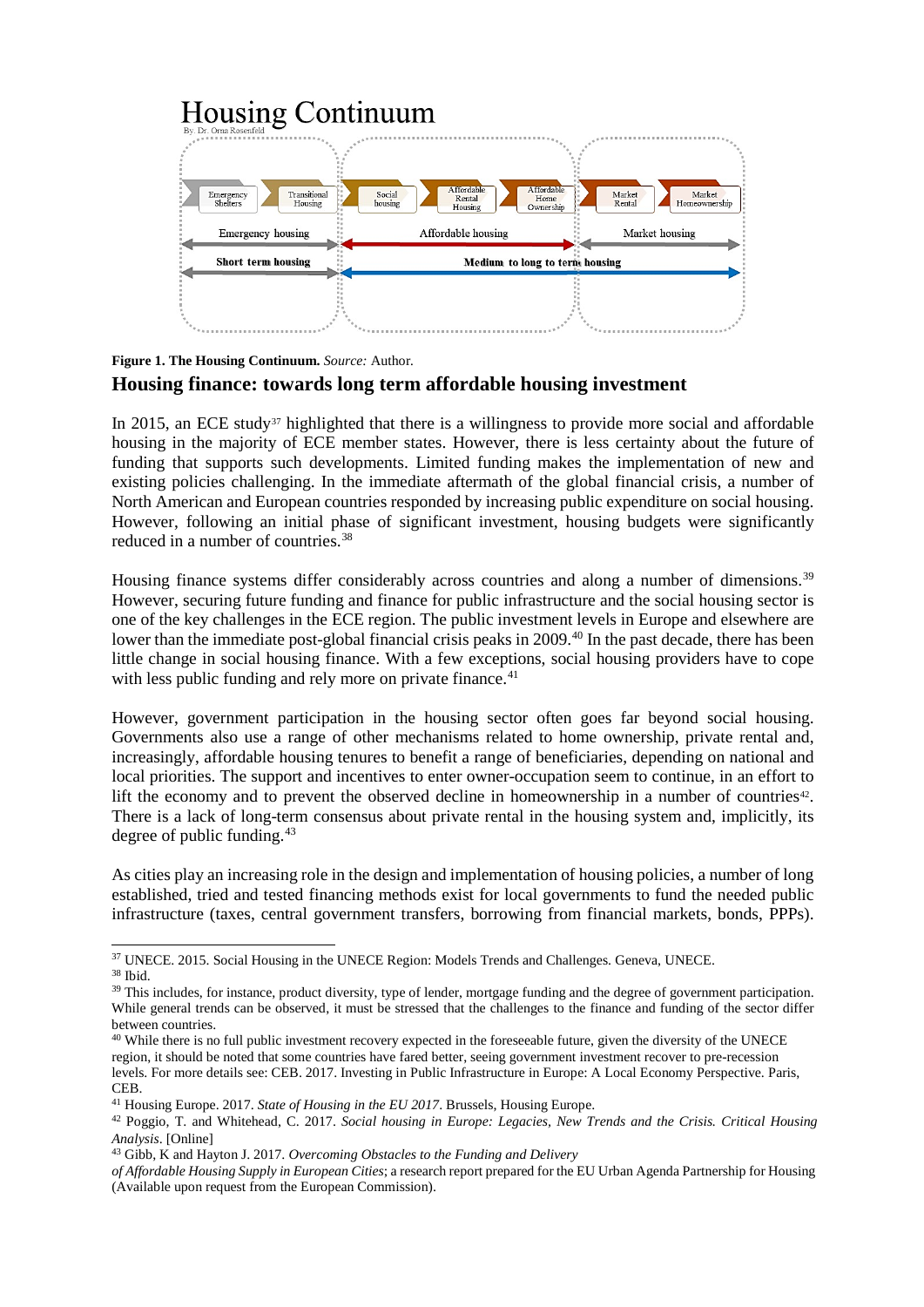Housing Continuum

By: Dr. Orna Rosenfeld

Emergency Shelters | Transitional Housing | Social housing | Affordable Rental Housing | Affordable Home Ownership | Market Rental | Market Homeownership

Emergency housing | Affordable housing | Market housing

Short term housing | Medium to long to term housing

**Figure 1. The Housing Continuum.** *Source:* Author.

## Housing finance: towards long term affordable housing investment

In 2015, an ECE study[37] highlighted that there is a willingness to provide more social and affordable housing in the majority of ECE member states. However, there is less certainty about the future of funding that supports such developments. Limited funding makes the implementation of new and existing policies challenging. In the immediate aftermath of the global financial crisis, a number of North American and European countries responded by increasing public expenditure on social housing. However, following an initial phase of significant investment, housing budgets were significantly reduced in a number of countries.[38]

Housing finance systems differ considerably across countries and along a number of dimensions.[39] However, securing future funding and finance for public infrastructure and the social housing sector is one of the key challenges in the ECE region. The public investment levels in Europe and elsewhere are lower than the immediate post-global financial crisis peaks in 2009.[40] In the past decade, there has been little change in social housing finance. With a few exceptions, social housing providers have to cope with less public funding and rely more on private finance.[41]

However, government participation in the housing sector often goes far beyond social housing. Governments also use a range of other mechanisms related to home ownership, private rental and, increasingly, affordable housing tenures to benefit a range of beneficiaries, depending on national and local priorities. The support and incentives to enter owner-occupation seem to continue, in an effort to lift the economy and to prevent the observed decline in homeownership in a number of countries[42]. There is a lack of long-term consensus about private rental in the housing system and, implicitly, its degree of public funding.[43]

As cities play an increasing role in the design and implementation of housing policies, a number of long established, tried and tested financing methods exist for local governments to fund the needed public infrastructure (taxes, central government transfers, borrowing from financial markets, bonds, PPPs).

---

[37] UNECE. 2015. Social Housing in the UNECE Region: Models Trends and Challenges. Geneva, UNECE.

[38] Ibid.

[39] This includes, for instance, product diversity, type of lender, mortgage funding and the degree of government participation. While general trends can be observed, it must be stressed that the challenges to the finance and funding of the sector differ between countries.

[40] While there is no full public investment recovery expected in the foreseeable future, given the diversity of the UNECE region, it should be noted that some countries have fared better, seeing government investment recover to pre-recession levels. For more details see: CEB. 2017. Investing in Public Infrastructure in Europe: A Local Economy Perspective. Paris, CEB.

[41] Housing Europe. 2017. *State of Housing in the EU 2017*. Brussels, Housing Europe.

[42] Poggio, T. and Whitehead, C. 2017. *Social housing in Europe: Legacies, New Trends and the Crisis. Critical Housing Analysis*. [Online]

[43] Gibb, K and Hayton J. 2017. *Overcoming Obstacles to the Funding and Delivery of Affordable Housing Supply in European Cities*; a research report prepared for the EU Urban Agenda Partnership for Housing (Available upon request from the European Commission).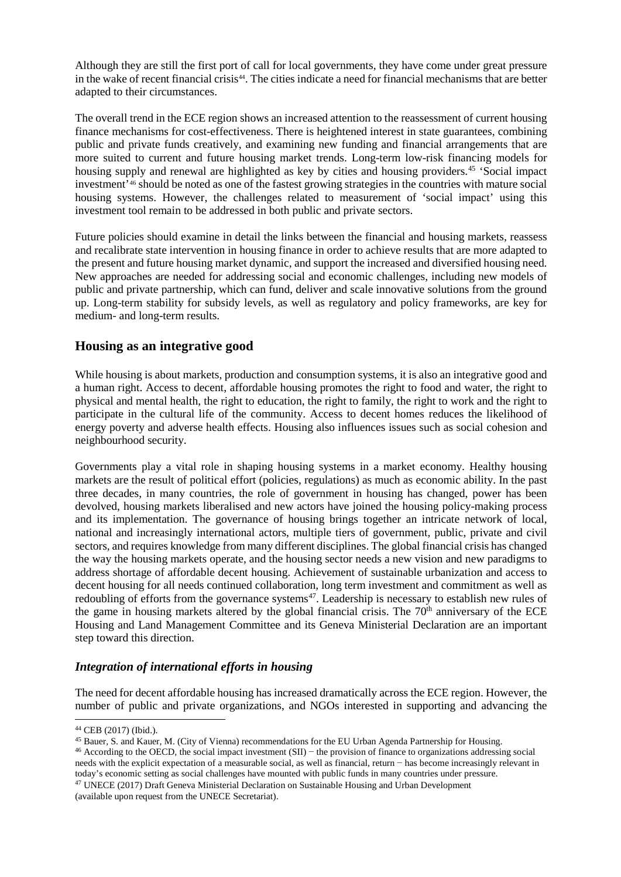Although they are still the first port of call for local governments, they have come under great pressure in the wake of recent financial crisis[44]. The cities indicate a need for financial mechanisms that are better adapted to their circumstances.

The overall trend in the ECE region shows an increased attention to the reassessment of current housing finance mechanisms for cost-effectiveness. There is heightened interest in state guarantees, combining public and private funds creatively, and examining new funding and financial arrangements that are more suited to current and future housing market trends. Long-term low-risk financing models for housing supply and renewal are highlighted as key by cities and housing providers.[45] 'Social impact investment'[46] should be noted as one of the fastest growing strategies in the countries with mature social housing systems. However, the challenges related to measurement of 'social impact' using this investment tool remain to be addressed in both public and private sectors.

Future policies should examine in detail the links between the financial and housing markets, reassess and recalibrate state intervention in housing finance in order to achieve results that are more adapted to the present and future housing market dynamic, and support the increased and diversified housing need. New approaches are needed for addressing social and economic challenges, including new models of public and private partnership, which can fund, deliver and scale innovative solutions from the ground up. Long-term stability for subsidy levels, as well as regulatory and policy frameworks, are key for medium- and long-term results.

## Housing as an integrative good

While housing is about markets, production and consumption systems, it is also an integrative good and a human right. Access to decent, affordable housing promotes the right to food and water, the right to physical and mental health, the right to education, the right to family, the right to work and the right to participate in the cultural life of the community. Access to decent homes reduces the likelihood of energy poverty and adverse health effects. Housing also influences issues such as social cohesion and neighbourhood security.

Governments play a vital role in shaping housing systems in a market economy. Healthy housing markets are the result of political effort (policies, regulations) as much as economic ability. In the past three decades, in many countries, the role of government in housing has changed, power has been devolved, housing markets liberalised and new actors have joined the housing policy-making process and its implementation. The governance of housing brings together an intricate network of local, national and increasingly international actors, multiple tiers of government, public, private and civil sectors, and requires knowledge from many different disciplines. The global financial crisis has changed the way the housing markets operate, and the housing sector needs a new vision and new paradigms to address shortage of affordable decent housing. Achievement of sustainable urbanization and access to decent housing for all needs continued collaboration, long term investment and commitment as well as redoubling of efforts from the governance systems[47]. Leadership is necessary to establish new rules of the game in housing markets altered by the global financial crisis. The 70th anniversary of the ECE Housing and Land Management Committee and its Geneva Ministerial Declaration are an important step toward this direction.

### *Integration of international efforts in housing*

The need for decent affordable housing has increased dramatically across the ECE region. However, the number of public and private organizations, and NGOs interested in supporting and advancing the

---

[44] CEB (2017) (Ibid.).

[45] Bauer, S. and Kauer, M. (City of Vienna) recommendations for the EU Urban Agenda Partnership for Housing.

[46] According to the OECD, the social impact investment (SII) − the provision of finance to organizations addressing social needs with the explicit expectation of a measurable social, as well as financial, return − has become increasingly relevant in today's economic setting as social challenges have mounted with public funds in many countries under pressure.

[47] UNECE (2017) Draft Geneva Ministerial Declaration on Sustainable Housing and Urban Development (available upon request from the UNECE Secretariat).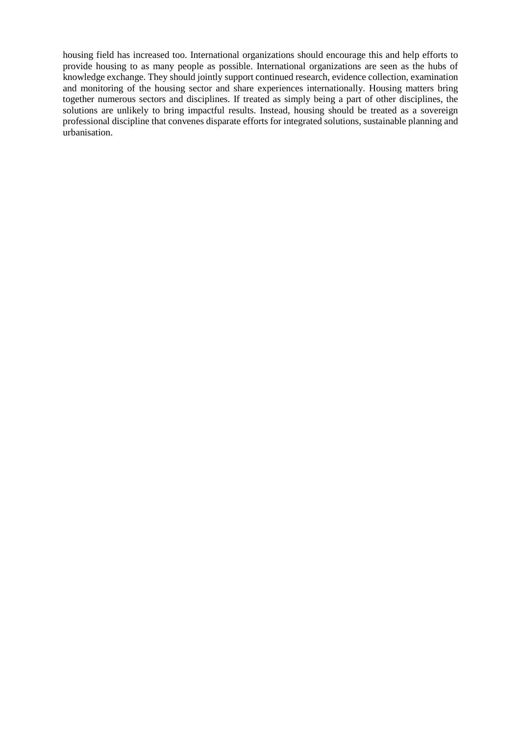housing field has increased too. International organizations should encourage this and help efforts to provide housing to as many people as possible. International organizations are seen as the hubs of knowledge exchange. They should jointly support continued research, evidence collection, examination and monitoring of the housing sector and share experiences internationally. Housing matters bring together numerous sectors and disciplines. If treated as simply being a part of other disciplines, the solutions are unlikely to bring impactful results. Instead, housing should be treated as a sovereign professional discipline that convenes disparate efforts for integrated solutions, sustainable planning and urbanisation.